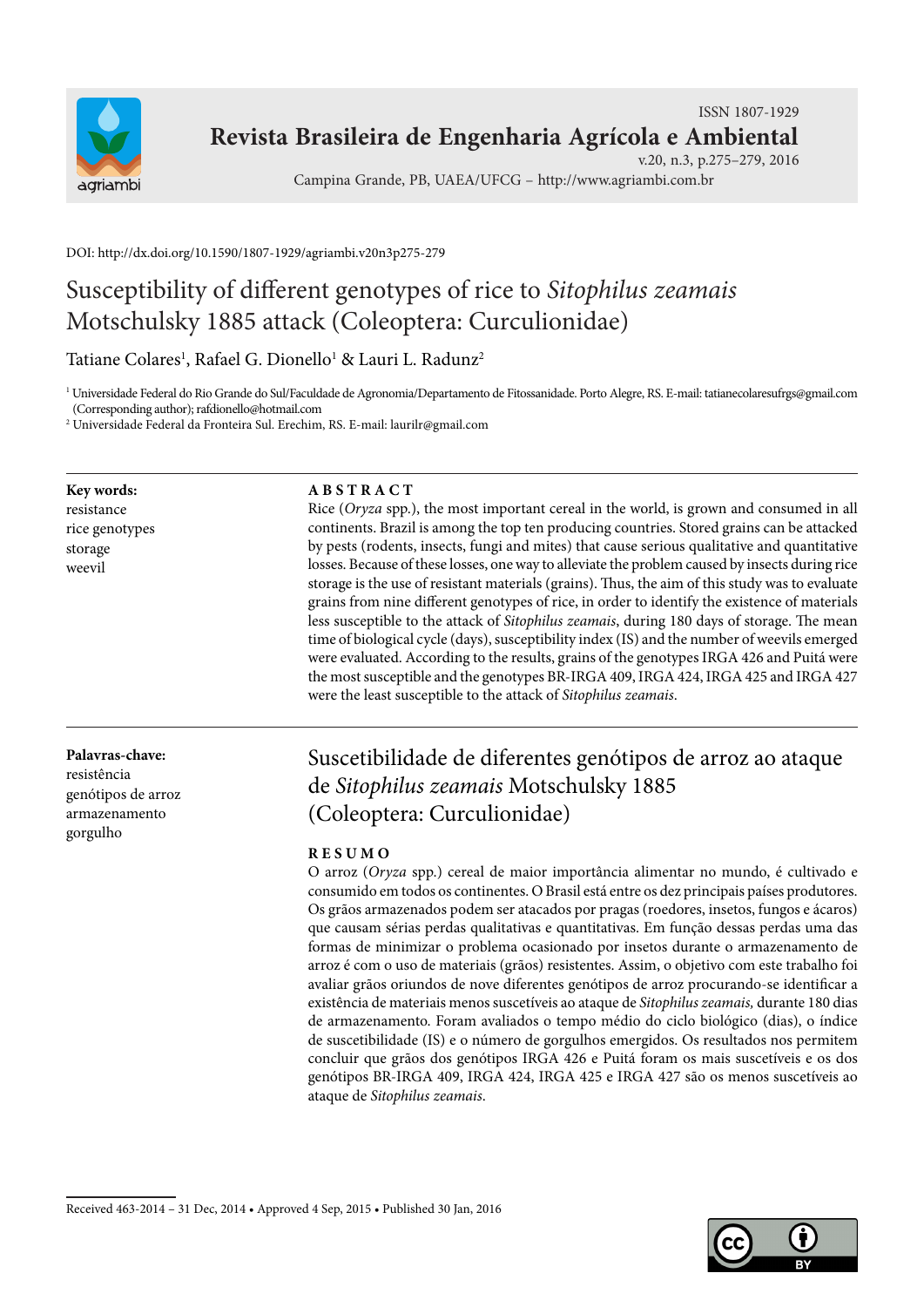ISSN 1807-1929

**Revista Brasileira de Engenharia Agrícola e Ambiental**

v.20, n.3, p.275–279, 2016

Campina Grande, PB, UAEA/UFCG – http://www.agriambi.com.br

DOI: http://dx.doi.org/10.1590/1807-1929/agriambi.v20n3p275-279

# Susceptibility of different genotypes of rice to *Sitophilus zeamais* Motschulsky 1885 attack (Coleoptera: Curculionidae)

Tatiane Colares[1], Rafael G. Dionello[1] & Lauri L. Radunz[2]

[1] Universidade Federal do Rio Grande do Sul/Faculdade de Agronomia/Departamento de Fitossanidade. Porto Alegre, RS. E-mail: tatianecolaresufrgs@gmail.com (Corresponding author); rafdionello@hotmail.com

[2] Universidade Federal da Fronteira Sul. Erechim, RS. E-mail: laurilr@gmail.com

**Key words:**
resistance
rice genotypes
storage
weevil

**ABSTRACT**

Rice (*Oryza* spp.), the most important cereal in the world, is grown and consumed in all continents. Brazil is among the top ten producing countries. Stored grains can be attacked by pests (rodents, insects, fungi and mites) that cause serious qualitative and quantitative losses. Because of these losses, one way to alleviate the problem caused by insects during rice storage is the use of resistant materials (grains). Thus, the aim of this study was to evaluate grains from nine different genotypes of rice, in order to identify the existence of materials less susceptible to the attack of *Sitophilus zeamais*, during 180 days of storage. The mean time of biological cycle (days), susceptibility index (IS) and the number of weevils emerged were evaluated. According to the results, grains of the genotypes IRGA 426 and Puitá were the most susceptible and the genotypes BR-IRGA 409, IRGA 424, IRGA 425 and IRGA 427 were the least susceptible to the attack of *Sitophilus zeamais*.

**Palavras-chave:**
resistência
genótipos de arroz
armazenamento
gorgulho

## Suscetibilidade de diferentes genótipos de arroz ao ataque de *Sitophilus zeamais* Motschulsky 1885 (Coleoptera: Curculionidae)

**RESUMO**

O arroz (*Oryza* spp.) cereal de maior importância alimentar no mundo, é cultivado e consumido em todos os continentes. O Brasil está entre os dez principais países produtores. Os grãos armazenados podem ser atacados por pragas (roedores, insetos, fungos e ácaros) que causam sérias perdas qualitativas e quantitativas. Em função dessas perdas uma das formas de minimizar o problema ocasionado por insetos durante o armazenamento de arroz é com o uso de materiais (grãos) resistentes. Assim, o objetivo com este trabalho foi avaliar grãos oriundos de nove diferentes genótipos de arroz procurando-se identificar a existência de materiais menos suscetíveis ao ataque de *Sitophilus zeamais,* durante 180 dias de armazenamento. Foram avaliados o tempo médio do ciclo biológico (dias), o índice de suscetibilidade (IS) e o número de gorgulhos emergidos. Os resultados nos permitem concluir que grãos dos genótipos IRGA 426 e Puitá foram os mais suscetíveis e os dos genótipos BR-IRGA 409, IRGA 424, IRGA 425 e IRGA 427 são os menos suscetíveis ao ataque de *Sitophilus zeamais*.

Received 463-2014 – 31 Dec, 2014 • Approved 4 Sep, 2015 • Published 30 Jan, 2016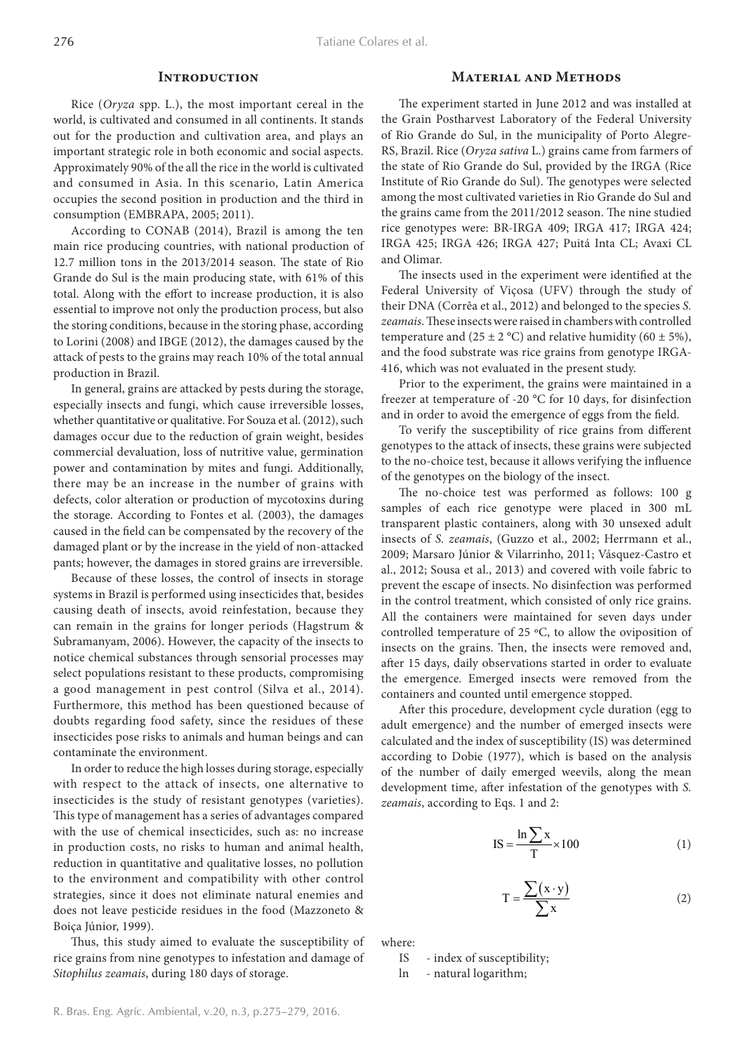## Introduction

Rice (*Oryza* spp. L.), the most important cereal in the world, is cultivated and consumed in all continents. It stands out for the production and cultivation area, and plays an important strategic role in both economic and social aspects. Approximately 90% of the all the rice in the world is cultivated and consumed in Asia. In this scenario, Latin America occupies the second position in production and the third in consumption (EMBRAPA, 2005; 2011).

According to CONAB (2014), Brazil is among the ten main rice producing countries, with national production of 12.7 million tons in the 2013/2014 season. The state of Rio Grande do Sul is the main producing state, with 61% of this total. Along with the effort to increase production, it is also essential to improve not only the production process, but also the storing conditions, because in the storing phase, according to Lorini (2008) and IBGE (2012), the damages caused by the attack of pests to the grains may reach 10% of the total annual production in Brazil.

In general, grains are attacked by pests during the storage, especially insects and fungi, which cause irreversible losses, whether quantitative or qualitative. For Souza et al. (2012), such damages occur due to the reduction of grain weight, besides commercial devaluation, loss of nutritive value, germination power and contamination by mites and fungi. Additionally, there may be an increase in the number of grains with defects, color alteration or production of mycotoxins during the storage. According to Fontes et al. (2003), the damages caused in the field can be compensated by the recovery of the damaged plant or by the increase in the yield of non-attacked pants; however, the damages in stored grains are irreversible.

Because of these losses, the control of insects in storage systems in Brazil is performed using insecticides that, besides causing death of insects, avoid reinfestation, because they can remain in the grains for longer periods (Hagstrum & Subramanyam, 2006). However, the capacity of the insects to notice chemical substances through sensorial processes may select populations resistant to these products, compromising a good management in pest control (Silva et al., 2014). Furthermore, this method has been questioned because of doubts regarding food safety, since the residues of these insecticides pose risks to animals and human beings and can contaminate the environment.

In order to reduce the high losses during storage, especially with respect to the attack of insects, one alternative to insecticides is the study of resistant genotypes (varieties). This type of management has a series of advantages compared with the use of chemical insecticides, such as: no increase in production costs, no risks to human and animal health, reduction in quantitative and qualitative losses, no pollution to the environment and compatibility with other control strategies, since it does not eliminate natural enemies and does not leave pesticide residues in the food (Mazzoneto & Boiça Júnior, 1999).

Thus, this study aimed to evaluate the susceptibility of rice grains from nine genotypes to infestation and damage of *Sitophilus zeamais*, during 180 days of storage.

## Material and Methods

The experiment started in June 2012 and was installed at the Grain Postharvest Laboratory of the Federal University of Rio Grande do Sul, in the municipality of Porto Alegre-RS, Brazil. Rice (*Oryza sativa* L.) grains came from farmers of the state of Rio Grande do Sul, provided by the IRGA (Rice Institute of Rio Grande do Sul). The genotypes were selected among the most cultivated varieties in Rio Grande do Sul and the grains came from the 2011/2012 season. The nine studied rice genotypes were: BR-IRGA 409; IRGA 417; IRGA 424; IRGA 425; IRGA 426; IRGA 427; Puitá Inta CL; Avaxi CL and Olimar.

The insects used in the experiment were identified at the Federal University of Viçosa (UFV) through the study of their DNA (Corrêa et al., 2012) and belonged to the species *S. zeamais*. These insects were raised in chambers with controlled temperature and ($25 \pm 2$ °C) and relative humidity ($60 \pm 5\%$), and the food substrate was rice grains from genotype IRGA-416, which was not evaluated in the present study.

Prior to the experiment, the grains were maintained in a freezer at temperature of -20 °C for 10 days, for disinfection and in order to avoid the emergence of eggs from the field.

To verify the susceptibility of rice grains from different genotypes to the attack of insects, these grains were subjected to the no-choice test, because it allows verifying the influence of the genotypes on the biology of the insect.

The no-choice test was performed as follows: 100 g samples of each rice genotype were placed in 300 mL transparent plastic containers, along with 30 unsexed adult insects of *S. zeamais*, (Guzzo et al., 2002; Herrmann et al., 2009; Marsaro Júnior & Vilarrinho, 2011; Vásquez-Castro et al., 2012; Sousa et al., 2013) and covered with voile fabric to prevent the escape of insects. No disinfection was performed in the control treatment, which consisted of only rice grains. All the containers were maintained for seven days under controlled temperature of 25 ºC, to allow the oviposition of insects on the grains. Then, the insects were removed and, after 15 days, daily observations started in order to evaluate the emergence. Emerged insects were removed from the containers and counted until emergence stopped.

After this procedure, development cycle duration (egg to adult emergence) and the number of emerged insects were calculated and the index of susceptibility (IS) was determined according to Dobie (1977), which is based on the analysis of the number of daily emerged weevils, along the mean development time, after infestation of the genotypes with *S. zeamais*, according to Eqs. 1 and 2:

$$IS = \frac{\ln \sum x}{T} \times 100 \tag{1}$$

$$T = \frac{\sum (x \cdot y)}{\sum x} \tag{2}$$

where:

IS - index of susceptibility;

ln - natural logarithm;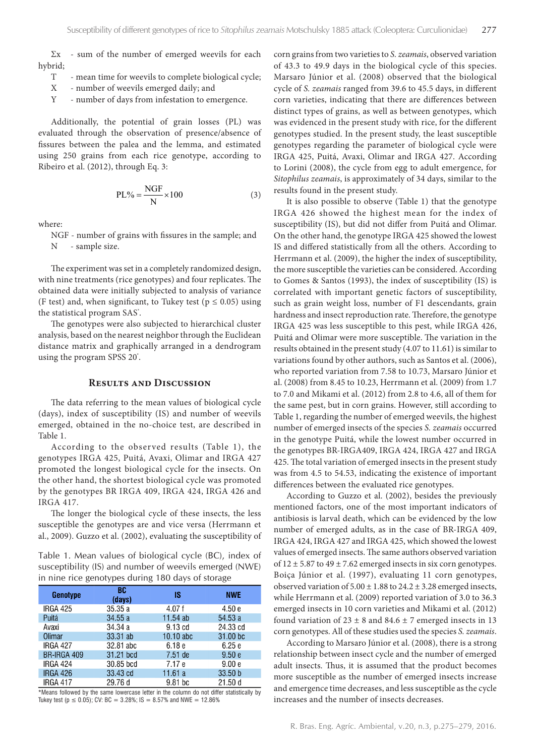Σx - sum of the number of emerged weevils for each hybrid;

T - mean time for weevils to complete biological cycle;

X - number of weevils emerged daily; and

Y - number of days from infestation to emergence.

Additionally, the potential of grain losses (PL) was evaluated through the observation of presence/absence of fissures between the palea and the lemma, and estimated using 250 grains from each rice genotype, according to Ribeiro et al. (2012), through Eq. 3:

$$PL\% = \frac{NGF}{N} \times 100 \quad (3)$$

where:

NGF - number of grains with fissures in the sample; and

N - sample size.

The experiment was set in a completely randomized design, with nine treatments (rice genotypes) and four replicates. The obtained data were initially subjected to analysis of variance (F test) and, when significant, to Tukey test ($p \leq 0.05$) using the statistical program SAS®.

The genotypes were also subjected to hierarchical cluster analysis, based on the nearest neighbor through the Euclidean distance matrix and graphically arranged in a dendrogram using the program SPSS 20®.

## Results and Discussion

The data referring to the mean values of biological cycle (days), index of susceptibility (IS) and number of weevils emerged, obtained in the no-choice test, are described in Table 1.

According to the observed results (Table 1), the genotypes IRGA 425, Puitá, Avaxi, Olimar and IRGA 427 promoted the longest biological cycle for the insects. On the other hand, the shortest biological cycle was promoted by the genotypes BR IRGA 409, IRGA 424, IRGA 426 and IRGA 417.

The longer the biological cycle of these insects, the less susceptible the genotypes are and vice versa (Herrmann et al., 2009). Guzzo et al. (2002), evaluating the susceptibility of corn grains from two varieties to *S. zeamais*, observed variation of 43.3 to 49.9 days in the biological cycle of this species. Marsaro Júnior et al. (2008) observed that the biological cycle of *S. zeamais* ranged from 39.6 to 45.5 days, in different corn varieties, indicating that there are differences between distinct types of grains, as well as between genotypes, which was evidenced in the present study with rice, for the different genotypes studied. In the present study, the least susceptible genotypes regarding the parameter of biological cycle were IRGA 425, Puitá, Avaxi, Olimar and IRGA 427. According to Lorini (2008), the cycle from egg to adult emergence, for *Sitophilus zeamais*, is approximately of 34 days, similar to the results found in the present study.

It is also possible to observe (Table 1) that the genotype IRGA 426 showed the highest mean for the index of susceptibility (IS), but did not differ from Puitá and Olimar. On the other hand, the genotype IRGA 425 showed the lowest IS and differed statistically from all the others. According to Herrmann et al. (2009), the higher the index of susceptibility, the more susceptible the varieties can be considered. According to Gomes & Santos (1993), the index of susceptibility (IS) is correlated with important genetic factors of susceptibility, such as grain weight loss, number of F1 descendants, grain hardness and insect reproduction rate. Therefore, the genotype IRGA 425 was less susceptible to this pest, while IRGA 426, Puitá and Olimar were more susceptible. The variation in the results obtained in the present study (4.07 to 11.61) is similar to variations found by other authors, such as Santos et al. (2006), who reported variation from 7.58 to 10.73, Marsaro Júnior et al. (2008) from 8.45 to 10.23, Herrmann et al. (2009) from 1.7 to 7.0 and Mikami et al. (2012) from 2.8 to 4.6, all of them for the same pest, but in corn grains. However, still according to Table 1, regarding the number of emerged weevils, the highest number of emerged insects of the species *S. zeamais* occurred in the genotype Puitá, while the lowest number occurred in the genotypes BR-IRGA409, IRGA 424, IRGA 427 and IRGA 425. The total variation of emerged insects in the present study was from 4.5 to 54.53, indicating the existence of important differences between the evaluated rice genotypes.

According to Guzzo et al. (2002), besides the previously mentioned factors, one of the most important indicators of antibiosis is larval death, which can be evidenced by the low number of emerged adults, as in the case of BR-IRGA 409, IRGA 424, IRGA 427 and IRGA 425, which showed the lowest values of emerged insects. The same authors observed variation of 12 ± 5.87 to 49 ± 7.62 emerged insects in six corn genotypes. Boiça Júnior et al. (1997), evaluating 11 corn genotypes, observed variation of 5.00 ± 1.88 to 24.2 ± 3.28 emerged insects, while Herrmann et al. (2009) reported variation of 3.0 to 36.3 emerged insects in 10 corn varieties and Mikami et al. (2012) found variation of 23 ± 8 and 84.6 ± 7 emerged insects in 13 corn genotypes. All of these studies used the species *S. zeamais*.

According to Marsaro Júnior et al. (2008), there is a strong relationship between insect cycle and the number of emerged adult insects. Thus, it is assumed that the product becomes more susceptible as the number of emerged insects increase and emergence time decreases, and less susceptible as the cycle increases and the number of insects decreases.

Table 1. Mean values of biological cycle (BC), index of susceptibility (IS) and number of weevils emerged (NWE) in nine rice genotypes during 180 days of storage

| Genotype | BC (days) | IS | NWE |
|---|---|---|---|
| IRGA 425 | 35.35 a | 4.07 f | 4.50 e |
| Puitá | 34.55 a | 11.54 ab | 54.53 a |
| Avaxi | 34.34 a | 9.13 cd | 24.33 cd |
| Olimar | 33.31 ab | 10.10 abc | 31.00 bc |
| IRGA 427 | 32.81 abc | 6.18 e | 6.25 e |
| BR-IRGA 409 | 31.21 bcd | 7.51 de | 9.50 e |
| IRGA 424 | 30.85 bcd | 7.17 e | 9.00 e |
| IRGA 426 | 33.43 cd | 11.61 a | 33.50 b |
| IRGA 417 | 29.76 d | 9.81 bc | 21.50 d |

*Means followed by the same lowercase letter in the column do not differ statistically by Tukey test ($p \leq 0.05$); CV: BC = 3.28%; IS = 8.57% and NWE = 12.86%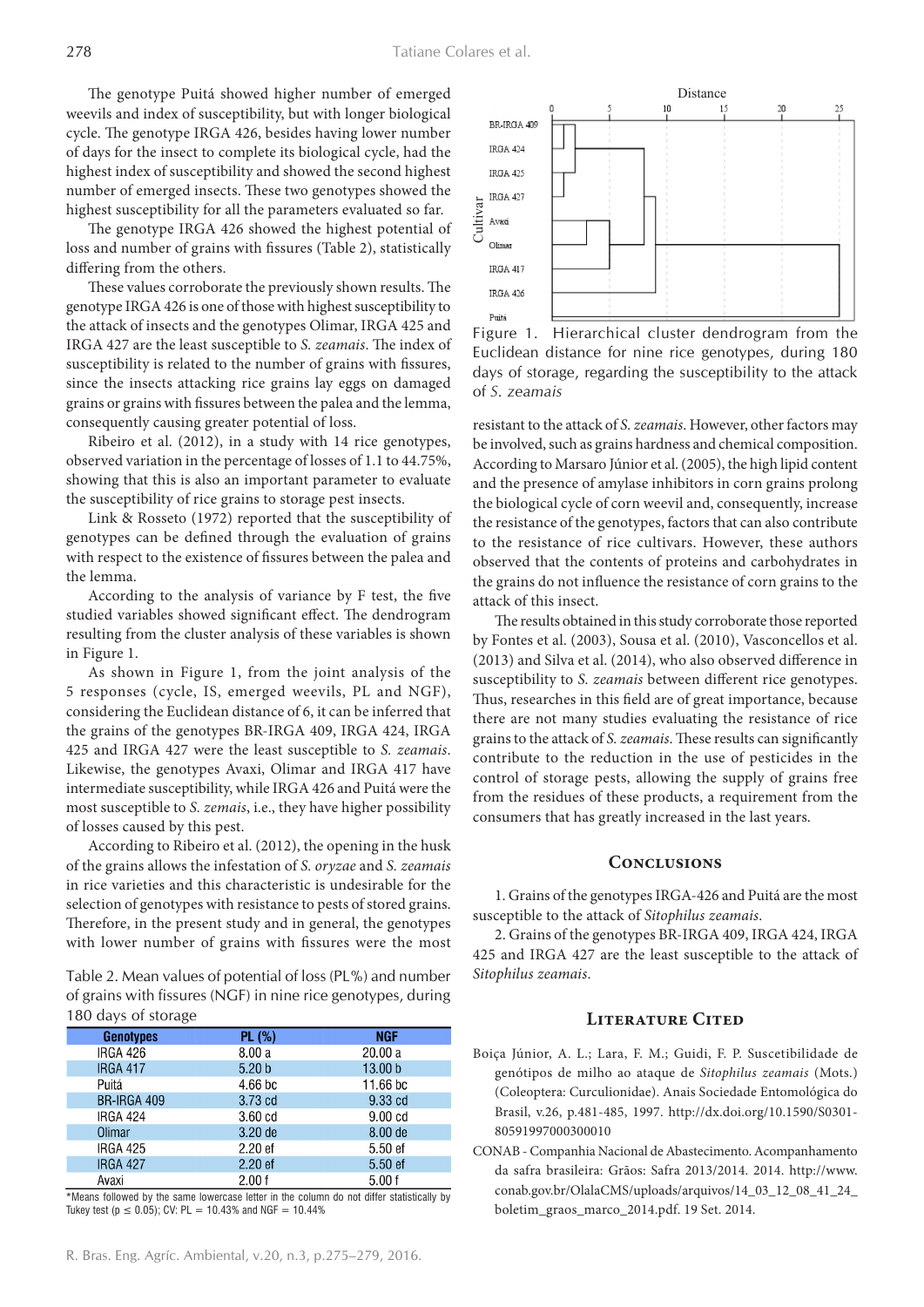The genotype Puitá showed higher number of emerged weevils and index of susceptibility, but with longer biological cycle. The genotype IRGA 426, besides having lower number of days for the insect to complete its biological cycle, had the highest index of susceptibility and showed the second highest number of emerged insects. These two genotypes showed the highest susceptibility for all the parameters evaluated so far.

The genotype IRGA 426 showed the highest potential of loss and number of grains with fissures (Table 2), statistically differing from the others.

These values corroborate the previously shown results. The genotype IRGA 426 is one of those with highest susceptibility to the attack of insects and the genotypes Olimar, IRGA 425 and IRGA 427 are the least susceptible to *S. zeamais*. The index of susceptibility is related to the number of grains with fissures, since the insects attacking rice grains lay eggs on damaged grains or grains with fissures between the palea and the lemma, consequently causing greater potential of loss.

Ribeiro et al. (2012), in a study with 14 rice genotypes, observed variation in the percentage of losses of 1.1 to 44.75%, showing that this is also an important parameter to evaluate the susceptibility of rice grains to storage pest insects.

Link & Rosseto (1972) reported that the susceptibility of genotypes can be defined through the evaluation of grains with respect to the existence of fissures between the palea and the lemma.

According to the analysis of variance by F test, the five studied variables showed significant effect. The dendrogram resulting from the cluster analysis of these variables is shown in Figure 1.

As shown in Figure 1, from the joint analysis of the 5 responses (cycle, IS, emerged weevils, PL and NGF), considering the Euclidean distance of 6, it can be inferred that the grains of the genotypes BR-IRGA 409, IRGA 424, IRGA 425 and IRGA 427 were the least susceptible to *S. zeamais*. Likewise, the genotypes Avaxi, Olimar and IRGA 417 have intermediate susceptibility, while IRGA 426 and Puitá were the most susceptible to *S. zemais*, i.e., they have higher possibility of losses caused by this pest.

According to Ribeiro et al. (2012), the opening in the husk of the grains allows the infestation of *S. oryzae* and *S. zeamais* in rice varieties and this characteristic is undesirable for the selection of genotypes with resistance to pests of stored grains. Therefore, in the present study and in general, the genotypes with lower number of grains with fissures were the most resistant to the attack of *S. zeamais*. However, other factors may be involved, such as grains hardness and chemical composition. According to Marsaro Júnior et al. (2005), the high lipid content and the presence of amylase inhibitors in corn grains prolong the biological cycle of corn weevil and, consequently, increase the resistance of the genotypes, factors that can also contribute to the resistance of rice cultivars. However, these authors observed that the contents of proteins and carbohydrates in the grains do not influence the resistance of corn grains to the attack of this insect.

Table 2. Mean values of potential of loss (PL%) and number of grains with fissures (NGF) in nine rice genotypes, during 180 days of storage

| Genotypes | PL (%) | NGF |
|---|---|---|
| IRGA 426 | 8.00 a | 20.00 a |
| IRGA 417 | 5.20 b | 13.00 b |
| Puitá | 4.66 bc | 11.66 bc |
| BR-IRGA 409 | 3.73 cd | 9.33 cd |
| IRGA 424 | 3.60 cd | 9.00 cd |
| Olimar | 3.20 de | 8.00 de |
| IRGA 425 | 2.20 ef | 5.50 ef |
| IRGA 427 | 2.20 ef | 5.50 ef |
| Avaxi | 2.00 f | 5.00 f |

*Means followed by the same lowercase letter in the column do not differ statistically by Tukey test ($p \leq 0.05$); CV: PL = 10.43% and NGF = 10.44%

Figure 1. Hierarchical cluster dendrogram from the Euclidean distance for nine rice genotypes, during 180 days of storage, regarding the susceptibility to the attack of *S. zeamais*

The results obtained in this study corroborate those reported by Fontes et al. (2003), Sousa et al. (2010), Vasconcellos et al. (2013) and Silva et al. (2014), who also observed difference in susceptibility to *S. zeamais* between different rice genotypes. Thus, researches in this field are of great importance, because there are not many studies evaluating the resistance of rice grains to the attack of *S. zeamais*. These results can significantly contribute to the reduction in the use of pesticides in the control of storage pests, allowing the supply of grains free from the residues of these products, a requirement from the consumers that has greatly increased in the last years.

## Conclusions

1. Grains of the genotypes IRGA-426 and Puitá are the most susceptible to the attack of *Sitophilus zeamais*.

2. Grains of the genotypes BR-IRGA 409, IRGA 424, IRGA 425 and IRGA 427 are the least susceptible to the attack of *Sitophilus zeamais*.

## Literature Cited

Boiça Júnior, A. L.; Lara, F. M.; Guidi, F. P. Suscetibilidade de genótipos de milho ao ataque de *Sitophilus zeamais* (Mots.) (Coleoptera: Curculionidae). Anais Sociedade Entomológica do Brasil, v.26, p.481-485, 1997. http://dx.doi.org/10.1590/S0301-80591997000300010

CONAB - Companhia Nacional de Abastecimento. Acompanhamento da safra brasileira: Grãos: Safra 2013/2014. 2014. http://www.conab.gov.br/OlalaCMS/uploads/arquivos/14_03_12_08_41_24_boletim_graos_marco_2014.pdf. 19 Set. 2014.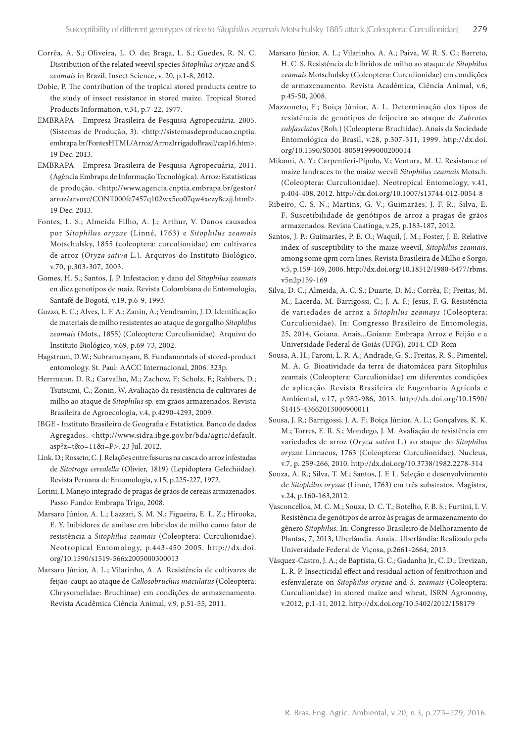Corrêa, A. S.; Oliveira, L. O. de; Braga, L. S.; Guedes, R. N. C. Distribution of the related weevil species *Sitophilus oryzae* and *S. zeamais* in Brazil. Insect Science, v. 20, p.1-8, 2012.

Dobie, P. The contribution of the tropical stored products centre to the study of insect resistance in stored maize. Tropical Stored Products Information, v.34, p.7-22, 1977.

EMBRAPA - Empresa Brasileira de Pesquisa Agropecuária. 2005. (Sistemas de Produção, 3). <http://sistemasdeproducao.cnptia.embrapa.br/FontesHTML/Arroz/ArrozIrrigadoBrasil/cap16.htm>. 19 Dec. 2013.

EMBRAPA - Empresa Brasileira de Pesquisa Agropecuária, 2011. (Agência Embrapa de Informação Tecnológica). Arroz: Estatísticas de produção. <http://www.agencia.cnptia.embrapa.br/gestor/arroz/arvore/CONT000fe7457q102wx5eo07qw4xezy8czjj.html>. 19 Dec. 2013.

Fontes, L. S.; Almeida Filho, A. J.; Arthur, V. Danos causados por *Sitophilus oryzae* (Linné, 1763) e *Sitophilus zeamais* Motschulsky, 1855 (coleoptera: curculionidae) em cultivares de arroz (*Oryza sativa* L.). Arquivos do Instituto Biológico, v.70, p.303-307, 2003.

Gomes, H. S.; Santos, J. P. Infestacion y dano del *Sitophilus zeamais* en diez genotipos de maiz. Revista Colombiana de Entomologia, Santafé de Bogotá, v.19, p.6-9, 1993.

Guzzo, E. C.; Alves, L. F. A.; Zanin, A.; Vendramin, J. D. Identificação de materiais de milho resistentes ao ataque de gorgulho *Sitophilus zeamais* (Mots., 1855) (Coleoptera: Curculionidae). Arquivo do Instituto Biológico, v.69, p.69-73, 2002.

Hagstrum, D.W.; Subramanyam, B. Fundamentals of stored-product entomology. St. Paul: AACC Internacional, 2006. 323p.

Herrmann, D. R.; Carvalho, M.; Zachow, F.; Scholz, F.; Rabbers, D.; Tsutsumi, C.; Zonin, W. Avaliação da resistência de cultivares de milho ao ataque de *Sitophilus* sp. em grãos armazenados. Revista Brasileira de Agroecologia, v.4, p.4290-4293, 2009.

IBGE - Instituto Brasileiro de Geografia e Estatística. Banco de dados Agregados. <http://www.sidra.ibge.gov.br/bda/agric/default.asp?z=t&o=11&i=P>. 23 Jul. 2012.

Link. D.; Rosseto, C. J. Relações entre fissuras na casca do arroz infestadas de *Sitotroga cerealella* (Olivier, 1819) (Lepidoptera Gelechiidae). Revista Peruana de Entomologia, v.15, p.225-227, 1972.

Lorini, I. Manejo integrado de pragas de grãos de cereais armazenados. Passo Fundo: Embrapa Trigo, 2008.

Marsaro Júnior, A. L.; Lazzari, S. M. N.; Figueira, E. L. Z.; Hirooka, E. Y. Inibidores de amilase em híbridos de milho como fator de resistência a *Sitophilus zeamais* (Coleoptera: Curculionidae). Neotropical Entomology, p.443-450 2005. http://dx.doi.org/10.1590/s1519-566x2005000300013

Marsaro Júnior, A. L.; Vilarinho, A. A. Resistência de cultivares de feijão-caupi ao ataque de *Callosobruchus maculatus* (Coleoptera: Chrysomelidae: Bruchinae) em condições de armazenamento. Revista Acadêmica Ciência Animal, v.9, p.51-55, 2011.

Marsaro Júnior, A. L.; Vilarinho, A. A.; Paiva, W. R. S. C.; Barreto, H. C. S. Resistência de híbridos de milho ao ataque de *Sitophilus zeamais* Motschulsky (Coleoptera: Curculionidae) em condições de armazenamento. Revista Acadêmica, Ciência Animal, v.6, p.45-50, 2008.

Mazzoneto, F.; Boiça Júnior, A. L. Determinação dos tipos de resistência de genótipos de feijoeiro ao ataque de *Zabrotes subfasciatus* (Boh.) (Coleoptera: Bruchidae). Anais da Sociedade Entomológica do Brasil, v.28, p.307-311, 1999. http://dx.doi.org/10.1590/S0301-80591999000200014

Mikami, A. Y.; Carpentieri-Pípolo, V.; Ventura, M. U. Resistance of maize landraces to the maize weevil *Sitophilus zeamais* Motsch. (Coleoptera: Curculionidae). Neotropical Entomology, v.41, p.404-408, 2012. http://dx.doi.org/10.1007/s13744-012-0054-8

Ribeiro, C. S. N.; Martins, G. V.; Guimarães, J. F. R.; Silva, E. F. Suscetibilidade de genótipos de arroz a pragas de grãos armazenados. Revista Caatinga, v.25, p.183-187, 2012.

Santos, J. P.: Guimarães, P. E. O.; Waquil, J. M.; Foster, J. E. Relative index of susceptibility to the maize weevil, *Sitophilus zeamais*, among some qpm corn lines. Revista Brasileira de Milho e Sorgo, v.5, p.159-169, 2006. http://dx.doi.org/10.18512/1980-6477/rbms.v5n2p159-169

Silva, D. C.; Almeida, A. C. S.; Duarte, D. M.; Corrêa, F.; Freitas, M. M.; Lacerda, M. Barrigossi, C.; J. A. F.; Jesus, F. G. Resistência de variedades de arroz a *Sitophilus zeamays* (Coleoptera: Curculionidae). In: Congresso Brasileiro de Entomologia, 25, 2014, Goiana. Anais...Goiana: Embrapa Arroz e Feijão e a Universidade Federal de Goiás (UFG), 2014. CD-Rom

Sousa, A. H.; Faroni, L. R. A.; Andrade, G. S.; Freitas, R. S.; Pimentel, M. A. G. Bioatividade da terra de diatomácea para Sitophilus zeamais (Coleoptera: Curculionidae) em diferentes condições de aplicação. Revista Brasileira de Engenharia Agrícola e Ambiental, v.17, p.982-986, 2013. http://dx.doi.org/10.1590/S1415-43662013000900011

Sousa, J. R.; Barrigossi, J. A. F.; Boiça Júnior, A. L.; Gonçalves, K. K. M.; Torres, E. R. S.; Mondego, J. M. Avaliação de resistência em variedades de arroz (*Oryza sativa* L.) ao ataque do *Sitophilus oryzae* Linnaeus, 1763 (Coleoptera: Curculionidae). Nucleus, v.7, p. 259-266, 2010. http://dx.doi.org/10.3738/1982.2278-314

Souza, A. R.; Silva, T. M.; Santos, J. F. L. Seleção e desenvolvimento de *Sitophilus oryzae* (Linné, 1763) em três substratos. Magistra, v.24, p.160-163,2012.

Vasconcellos, M. C. M.; Souza, D. C. T.; Botelho, F. B. S.; Furtini, I. V. Resistência de genótipos de arroz às pragas de armazenamento do gênero *Sitophilus*. In: Congresso Brasileiro de Melhoramento de Plantas, 7, 2013, Uberlândia. Anais...Uberlândia: Realizado pela Universidade Federal de Viçosa, p.2661-2664, 2013.

Vásquez-Castro, J. A.; de Baptista, G. C.; Gadanha Jr., C. D.; Trevizan, L. R. P. Insecticidal effect and residual action of fenitrothion and esfenvalerate on *Sitophilus oryzae* and *S. zeamais* (Coleoptera: Curculionidae) in stored maize and wheat, ISRN Agronomy, v.2012, p.1-11, 2012. http://dx.doi.org/10.5402/2012/158179